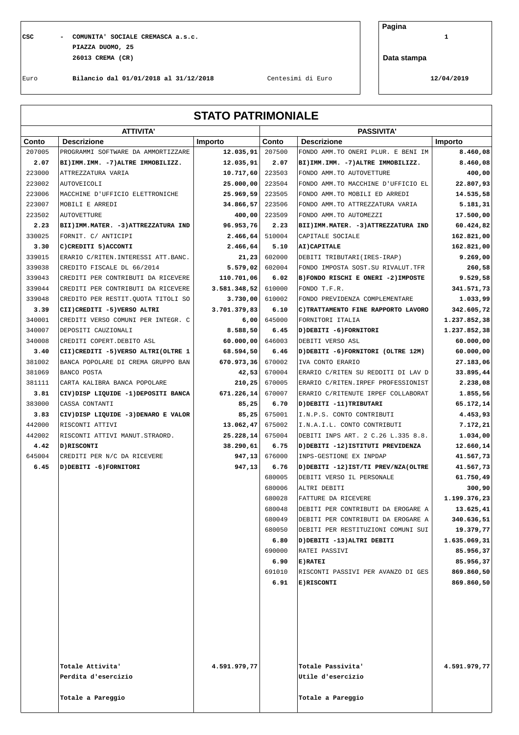CSC - COMUNITA' SOCIALE CREMASCA a.s.c.
PIAZZA DUOMO, 25
26013 CREMA (CR)

Euro | Bilancio dal 01/01/2018 al 31/12/2018 | Centesimi di Euro

Pagina 1

Data stampa 12/04/2019

# STATO PATRIMONIALE

| ATTIVITA' | | | PASSIVITA' | | |
|---|---|---|---|---|---|
| **Conto** | **Descrizione** | **Importo** | **Conto** | **Descrizione** | **Importo** |
| 207005 | PROGRAMMI SOFTWARE DA AMMORTIZZARE | 12.035,91 | 207500 | FONDO AMM.TO ONERI PLUR. E BENI IM | 8.460,08 |
| **2.07** | **BI)IMM.IMM. -7)ALTRE IMMOBILIZZ.** | **12.035,91** | **2.07** | **BI)IMM.IMM. -7)ALTRE IMMOBILIZZ.** | **8.460,08** |
| 223000 | ATTREZZATURA VARIA | 10.717,60 | 223503 | FONDO AMM.TO AUTOVETTURE | 400,00 |
| 223002 | AUTOVEICOLI | 25.000,00 | 223504 | FONDO AMM.TO MACCHINE D'UFFICIO EL | 22.807,93 |
| 223006 | MACCHINE D'UFFICIO ELETTRONICHE | 25.969,59 | 223505 | FONDO AMM.TO MOBILI ED ARREDI | 14.535,58 |
| 223007 | MOBILI E ARREDI | 34.866,57 | 223506 | FONDO AMM.TO ATTREZZATURA VARIA | 5.181,31 |
| 223502 | AUTOVETTURE | 400,00 | 223509 | FONDO AMM.TO AUTOMEZZI | 17.500,00 |
| **2.23** | **BII)IMM.MATER. -3)ATTREZZATURA IND** | **96.953,76** | **2.23** | **BII)IMM.MATER. -3)ATTREZZATURA IND** | **60.424,82** |
| 330025 | FORNIT. C/ ANTICIPI | 2.466,64 | 510004 | CAPITALE SOCIALE | 162.821,00 |
| **3.30** | **C)CREDITI 5)ACCONTI** | **2.466,64** | **5.10** | **AI)CAPITALE** | **162.821,00** |
| 339015 | ERARIO C/RITEN.INTERESSI ATT.BANC. | 21,23 | 602000 | DEBITI TRIBUTARI(IRES-IRAP) | 9.269,00 |
| 339038 | CREDITO FISCALE DL 66/2014 | 5.579,02 | 602004 | FONDO IMPOSTA SOST.SU RIVALUT.TFR | 260,58 |
| 339043 | CREDITI PER CONTRIBUTI DA RICEVERE | 110.701,06 | **6.02** | **B)FONDO RISCHI E ONERI -2)IMPOSTE** | **9.529,58** |
| 339044 | CREDITI PER CONTRIBUTI DA RICEVERE | 3.581.348,52 | 610000 | FONDO T.F.R. | 341.571,73 |
| 339048 | CREDITO PER RESTIT.QUOTA TITOLI SO | 3.730,00 | 610002 | FONDO PREVIDENZA COMPLEMENTARE | 1.033,99 |
| **3.39** | **CII)CREDITI -5)VERSO ALTRI** | **3.701.379,83** | **6.10** | **C)TRATTAMENTO FINE RAPPORTO LAVORO** | **342.605,72** |
| 340001 | CREDITI VERSO COMUNI PER INTEGR. C | 6,00 | 645000 | FORNITORI ITALIA | 1.237.852,38 |
| 340007 | DEPOSITI CAUZIONALI | 8.588,50 | **6.45** | **D)DEBITI -6)FORNITORI** | **1.237.852,38** |
| 340008 | CREDITI COPERT.DEBITO ASL | 60.000,00 | 646003 | DEBITI VERSO ASL | 60.000,00 |
| **3.40** | **CII)CREDITI -5)VERSO ALTRI(OLTRE 1** | **68.594,50** | **6.46** | **D)DEBITI -6)FORNITORI (OLTRE 12M)** | **60.000,00** |
| 381002 | BANCA POPOLARE DI CREMA GRUPPO BAN | 670.973,36 | 670002 | IVA CONTO ERARIO | 27.183,06 |
| 381069 | BANCO POSTA | 42,53 | 670004 | ERARIO C/RITEN SU REDDITI DI LAV D | 33.895,44 |
| 381111 | CARTA KALIBRA BANCA POPOLARE | 210,25 | 670005 | ERARIO C/RITEN.IRPEF PROFESSIONIST | 2.238,08 |
| **3.81** | **CIV)DISP LIQUIDE -1)DEPOSITI BANCA** | **671.226,14** | 670007 | ERARIO C/RITENUTE IRPEF COLLABORAT | 1.855,56 |
| 383000 | CASSA CONTANTI | 85,25 | **6.70** | **D)DEBITI -11)TRIBUTARI** | **65.172,14** |
| **3.83** | **CIV)DISP LIQUIDE -3)DENARO E VALOR** | **85,25** | 675001 | I.N.P.S. CONTO CONTRIBUTI | 4.453,93 |
| 442000 | RISCONTI ATTIVI | 13.062,47 | 675002 | I.N.A.I.L. CONTO CONTRIBUTI | 7.172,21 |
| 442002 | RISCONTI ATTIVI MANUT.STRAORD. | 25.228,14 | 675004 | DEBITI INPS ART. 2 C.26 L.335 8.8. | 1.034,00 |
| **4.42** | **D)RISCONTI** | **38.290,61** | **6.75** | **D)DEBITI -12)ISTITUTI PREVIDENZA** | **12.660,14** |
| 645004 | CREDITI PER N/C DA RICEVERE | 947,13 | 676000 | INPS-GESTIONE EX INPDAP | 41.567,73 |
| **6.45** | **D)DEBITI -6)FORNITORI** | **947,13** | **6.76** | **D)DEBITI -12)IST/TI PREV/NZA(OLTRE** | **41.567,73** |
| | | | 680005 | DEBITI VERSO IL PERSONALE | 61.750,49 |
| | | | 680006 | ALTRI DEBITI | 300,90 |
| | | | 680028 | FATTURE DA RICEVERE | 1.199.376,23 |
| | | | 680048 | DEBITI PER CONTRIBUTI DA EROGARE A | 13.625,41 |
| | | | 680049 | DEBITI PER CONTRIBUTI DA EROGARE A | 340.636,51 |
| | | | 680050 | DEBITI PER RESTITUZIONI COMUNI SUI | 19.379,77 |
| | | | **6.80** | **D)DEBITI -13)ALTRI DEBITI** | **1.635.069,31** |
| | | | 690000 | RATEI PASSIVI | 85.956,37 |
| | | | **6.90** | **E)RATEI** | **85.956,37** |
| | | | 691010 | RISCONTI PASSIVI PER AVANZO DI GES | 869.860,50 |
| | | | **6.91** | **E)RISCONTI** | **869.860,50** |
| | **Totale Attivita'** | **4.591.979,77** | | **Totale Passivita'** | **4.591.979,77** |
| | **Perdita d'esercizio** | | | **Utile d'esercizio** | |
| | **Totale a Pareggio** | | | **Totale a Pareggio** | |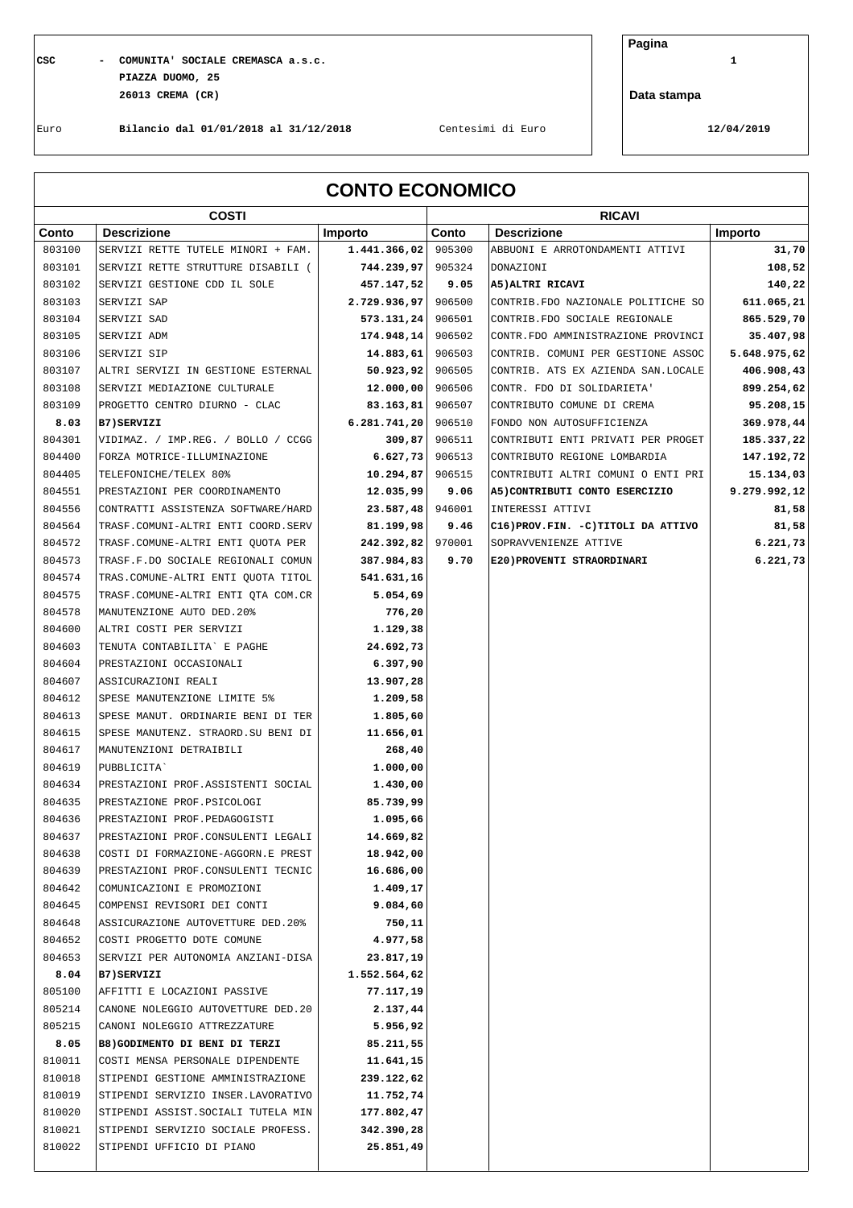CSC - COMUNITA' SOCIALE CREMASCA a.s.c.
PIAZZA DUOMO, 25
26013 CREMA (CR)

Euro | **Bilancio dal 01/01/2018 al 31/12/2018** | Centesimi di Euro

Pagina 1

Data stampa 12/04/2019

# CONTO ECONOMICO

| COSTI | | | RICAVI | | |
|---|---|---|---|---|---|
| **Conto** | **Descrizione** | **Importo** | **Conto** | **Descrizione** | **Importo** |
| 803100 | SERVIZI RETTE TUTELE MINORI + FAM. | **1.441.366,02** | 905300 | ABBUONI E ARROTONDAMENTI ATTIVI | **31,70** |
| 803101 | SERVIZI RETTE STRUTTURE DISABILI ( | **744.239,97** | 905324 | DONAZIONI | **108,52** |
| 803102 | SERVIZI GESTIONE CDD IL SOLE | **457.147,52** | **9.05** | **A5)ALTRI RICAVI** | **140,22** |
| 803103 | SERVIZI SAP | **2.729.936,97** | 906500 | CONTRIB.FDO NAZIONALE POLITICHE SO | **611.065,21** |
| 803104 | SERVIZI SAD | **573.131,24** | 906501 | CONTRIB.FDO SOCIALE REGIONALE | **865.529,70** |
| 803105 | SERVIZI ADM | **174.948,14** | 906502 | CONTR.FDO AMMINISTRAZIONE PROVINCI | **35.407,98** |
| 803106 | SERVIZI SIP | **14.883,61** | 906503 | CONTRIB. COMUNI PER GESTIONE ASSOC | **5.648.975,62** |
| 803107 | ALTRI SERVIZI IN GESTIONE ESTERNAL | **50.923,92** | 906505 | CONTRIB. ATS EX AZIENDA SAN.LOCALE | **406.908,43** |
| 803108 | SERVIZI MEDIAZIONE CULTURALE | **12.000,00** | 906506 | CONTR. FDO DI SOLIDARIETA' | **899.254,62** |
| 803109 | PROGETTO CENTRO DIURNO - CLAC | **83.163,81** | 906507 | CONTRIBUTO COMUNE DI CREMA | **95.208,15** |
| **8.03** | **B7)SERVIZI** | **6.281.741,20** | 906510 | FONDO NON AUTOSUFFICIENZA | **369.978,44** |
| 804301 | VIDIMAZ. / IMP.REG. / BOLLO / CCGG | **309,87** | 906511 | CONTRIBUTI ENTI PRIVATI PER PROGET | **185.337,22** |
| 804400 | FORZA MOTRICE-ILLUMINAZIONE | **6.627,73** | 906513 | CONTRIBUTO REGIONE LOMBARDIA | **147.192,72** |
| 804405 | TELEFONICHE/TELEX 80% | **10.294,87** | 906515 | CONTRIBUTI ALTRI COMUNI O ENTI PRI | **15.134,03** |
| 804551 | PRESTAZIONI PER COORDINAMENTO | **12.035,99** | **9.06** | **A5)CONTRIBUTI CONTO ESERCIZIO** | **9.279.992,12** |
| 804556 | CONTRATTI ASSISTENZA SOFTWARE/HARD | **23.587,48** | 946001 | INTERESSI ATTIVI | **81,58** |
| 804564 | TRASF.COMUNI-ALTRI ENTI COORD.SERV | **81.199,98** | **9.46** | **C16)PROV.FIN. -C)TITOLI DA ATTIVO** | **81,58** |
| 804572 | TRASF.COMUNE-ALTRI ENTI QUOTA PER | **242.392,82** | 970001 | SOPRAVVENIENZE ATTIVE | **6.221,73** |
| 804573 | TRASF.F.DO SOCIALE REGIONALI COMUN | **387.984,83** | **9.70** | **E20)PROVENTI STRAORDINARI** | **6.221,73** |
| 804574 | TRAS.COMUNE-ALTRI ENTI QUOTA TITOL | **541.631,16** | | | |
| 804575 | TRASF.COMUNE-ALTRI ENTI QTA COM.CR | **5.054,69** | | | |
| 804578 | MANUTENZIONE AUTO DED.20% | **776,20** | | | |
| 804600 | ALTRI COSTI PER SERVIZI | **1.129,38** | | | |
| 804603 | TENUTA CONTABILITA` E PAGHE | **24.692,73** | | | |
| 804604 | PRESTAZIONI OCCASIONALI | **6.397,90** | | | |
| 804607 | ASSICURAZIONI REALI | **13.907,28** | | | |
| 804612 | SPESE MANUTENZIONE LIMITE 5% | **1.209,58** | | | |
| 804613 | SPESE MANUT. ORDINARIE BENI DI TER | **1.805,60** | | | |
| 804615 | SPESE MANUTENZ. STRAORD.SU BENI DI | **11.656,01** | | | |
| 804617 | MANUTENZIONI DETRAIBILI | **268,40** | | | |
| 804619 | PUBBLICITA` | **1.000,00** | | | |
| 804634 | PRESTAZIONI PROF.ASSISTENTI SOCIAL | **1.430,00** | | | |
| 804635 | PRESTAZIONE PROF.PSICOLOGI | **85.739,99** | | | |
| 804636 | PRESTAZIONI PROF.PEDAGOGISTI | **1.095,66** | | | |
| 804637 | PRESTAZIONI PROF.CONSULENTI LEGALI | **14.669,82** | | | |
| 804638 | COSTI DI FORMAZIONE-AGGORN.E PREST | **18.942,00** | | | |
| 804639 | PRESTAZIONI PROF.CONSULENTI TECNIC | **16.686,00** | | | |
| 804642 | COMUNICAZIONI E PROMOZIONI | **1.409,17** | | | |
| 804645 | COMPENSI REVISORI DEI CONTI | **9.084,60** | | | |
| 804648 | ASSICURAZIONE AUTOVETTURE DED.20% | **750,11** | | | |
| 804652 | COSTI PROGETTO DOTE COMUNE | **4.977,58** | | | |
| 804653 | SERVIZI PER AUTONOMIA ANZIANI-DISA | **23.817,19** | | | |
| **8.04** | **B7)SERVIZI** | **1.552.564,62** | | | |
| 805100 | AFFITTI E LOCAZIONI PASSIVE | **77.117,19** | | | |
| 805214 | CANONE NOLEGGIO AUTOVETTURE DED.20 | **2.137,44** | | | |
| 805215 | CANONI NOLEGGIO ATTREZZATURE | **5.956,92** | | | |
| **8.05** | **B8)GODIMENTO DI BENI DI TERZI** | **85.211,55** | | | |
| 810011 | COSTI MENSA PERSONALE DIPENDENTE | **11.641,15** | | | |
| 810018 | STIPENDI GESTIONE AMMINISTRAZIONE | **239.122,62** | | | |
| 810019 | STIPENDI SERVIZIO INSER.LAVORATIVO | **11.752,74** | | | |
| 810020 | STIPENDI ASSIST.SOCIALI TUTELA MIN | **177.802,47** | | | |
| 810021 | STIPENDI SERVIZIO SOCIALE PROFESS. | **342.390,28** | | | |
| 810022 | STIPENDI UFFICIO DI PIANO | **25.851,49** | | | |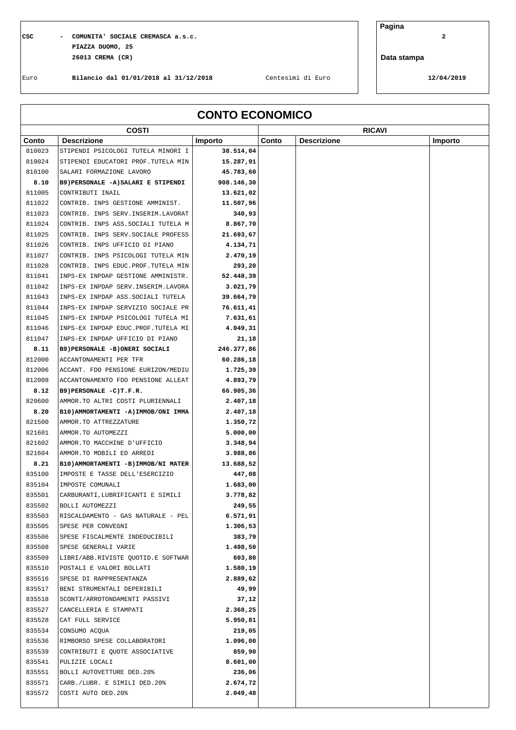CSC - COMUNITA' SOCIALE CREMASCA a.s.c.
PIAZZA DUOMO, 25
26013 CREMA (CR)

Euro — Bilancio dal 01/01/2018 al 31/12/2018 — Centesimi di Euro

Data stampa: 12/04/2019

## CONTO ECONOMICO

| COSTI | | | RICAVI | | |
|---|---|---|---|---|---|
| **Conto** | **Descrizione** | **Importo** | **Conto** | **Descrizione** | **Importo** |
| 810023 | STIPENDI PSICOLOGI TUTELA MINORI I | **38.514,04** | | | |
| 810024 | STIPENDI EDUCATORI PROF.TUTELA MIN | **15.287,91** | | | |
| 810100 | SALARI FORMAZIONE LAVORO | **45.783,60** | | | |
| **8.10** | **B9)PERSONALE -A)SALARI E STIPENDI** | **908.146,30** | | | |
| 811005 | CONTRIBUTI INAIL | **13.621,02** | | | |
| 811022 | CONTRIB. INPS GESTIONE AMMINIST. | **11.507,96** | | | |
| 811023 | CONTRIB. INPS SERV.INSERIM.LAVORAT | **340,93** | | | |
| 811024 | CONTRIB. INPS ASS.SOCIALI TUTELA M | **8.867,70** | | | |
| 811025 | CONTRIB. INPS SERV.SOCIALE PROFESS | **21.693,67** | | | |
| 811026 | CONTRIB. INPS UFFICIO DI PIANO | **4.134,71** | | | |
| 811027 | CONTRIB. INPS PSICOLOGI TUTELA MIN | **2.470,19** | | | |
| 811028 | CONTRIB. INPS EDUC.PROF.TUTELA MIN | **293,20** | | | |
| 811041 | INPS-EX INPDAP GESTIONE AMMINISTR. | **52.448,39** | | | |
| 811042 | INPS-EX INPDAP SERV.INSERIM.LAVORA | **3.021,79** | | | |
| 811043 | INPS-EX INPDAP ASS.SOCIALI TUTELA | **39.664,79** | | | |
| 811044 | INPS-EX INPDAP SERVIZIO SOCIALE PR | **76.611,41** | | | |
| 811045 | INPS-EX INPDAP PSICOLOGI TUTELA MI | **7.631,61** | | | |
| 811046 | INPS-EX INPDAP EDUC.PROF.TUTELA MI | **4.049,31** | | | |
| 811047 | INPS-EX INPDAP UFFICIO DI PIANO | **21,18** | | | |
| **8.11** | **B9)PERSONALE -B)ONERI SOCIALI** | **246.377,86** | | | |
| 812000 | ACCANTONAMENTI PER TFR | **60.286,18** | | | |
| 812006 | ACCANT. FDO PENSIONE EURIZON/MEDIU | **1.725,39** | | | |
| 812008 | ACCANTONAMENTO FDO PENSIONE ALLEAT | **4.893,79** | | | |
| **8.12** | **B9)PERSONALE -C)T.F.R.** | **66.905,36** | | | |
| 820600 | AMMOR.TO ALTRI COSTI PLURIENNALI | **2.407,18** | | | |
| **8.20** | **B10)AMMORTAMENTI -A)IMMOB/ONI IMMA** | **2.407,18** | | | |
| 821500 | AMMOR.TO ATTREZZATURE | **1.350,72** | | | |
| 821601 | AMMOR.TO AUTOMEZZI | **5.000,00** | | | |
| 821602 | AMMOR.TO MACCHINE D'UFFICIO | **3.348,94** | | | |
| 821604 | AMMOR.TO MOBILI ED ARREDI | **3.988,86** | | | |
| **8.21** | **B10)AMMORTAMENTI -B)IMMOB/NI MATER** | **13.688,52** | | | |
| 835100 | IMPOSTE E TASSE DELL'ESERCIZIO | **447,08** | | | |
| 835104 | IMPOSTE COMUNALI | **1.683,00** | | | |
| 835501 | CARBURANTI,LUBRIFICANTI E SIMILI | **3.778,82** | | | |
| 835502 | BOLLI AUTOMEZZI | **249,55** | | | |
| 835503 | RISCALDAMENTO - GAS NATURALE - PEL | **6.571,91** | | | |
| 835505 | SPESE PER CONVEGNI | **1.306,53** | | | |
| 835506 | SPESE FISCALMENTE INDEDUCIBILI | **383,79** | | | |
| 835508 | SPESE GENERALI VARIE | **1.498,50** | | | |
| 835509 | LIBRI/ABB.RIVISTE QUOTID.E SOFTWAR | **603,80** | | | |
| 835510 | POSTALI E VALORI BOLLATI | **1.580,19** | | | |
| 835516 | SPESE DI RAPPRESENTANZA | **2.889,62** | | | |
| 835517 | BENI STRUMENTALI DEPERIBILI | **49,99** | | | |
| 835518 | SCONTI/ARROTONDAMENTI PASSIVI | **37,12** | | | |
| 835527 | CANCELLERIA E STAMPATI | **2.368,25** | | | |
| 835528 | CAT FULL SERVICE | **5.950,81** | | | |
| 835534 | CONSUMO ACQUA | **219,05** | | | |
| 835536 | RIMBORSO SPESE COLLABORATORI | **1.096,00** | | | |
| 835539 | CONTRIBUTI E QUOTE ASSOCIATIVE | **859,90** | | | |
| 835541 | PULIZIE LOCALI | **8.601,00** | | | |
| 835551 | BOLLI AUTOVETTURE DED.20% | **236,06** | | | |
| 835571 | CARB./LUBR. E SIMILI DED.20% | **2.674,72** | | | |
| 835572 | COSTI AUTO DED.20% | **2.049,48** | | | |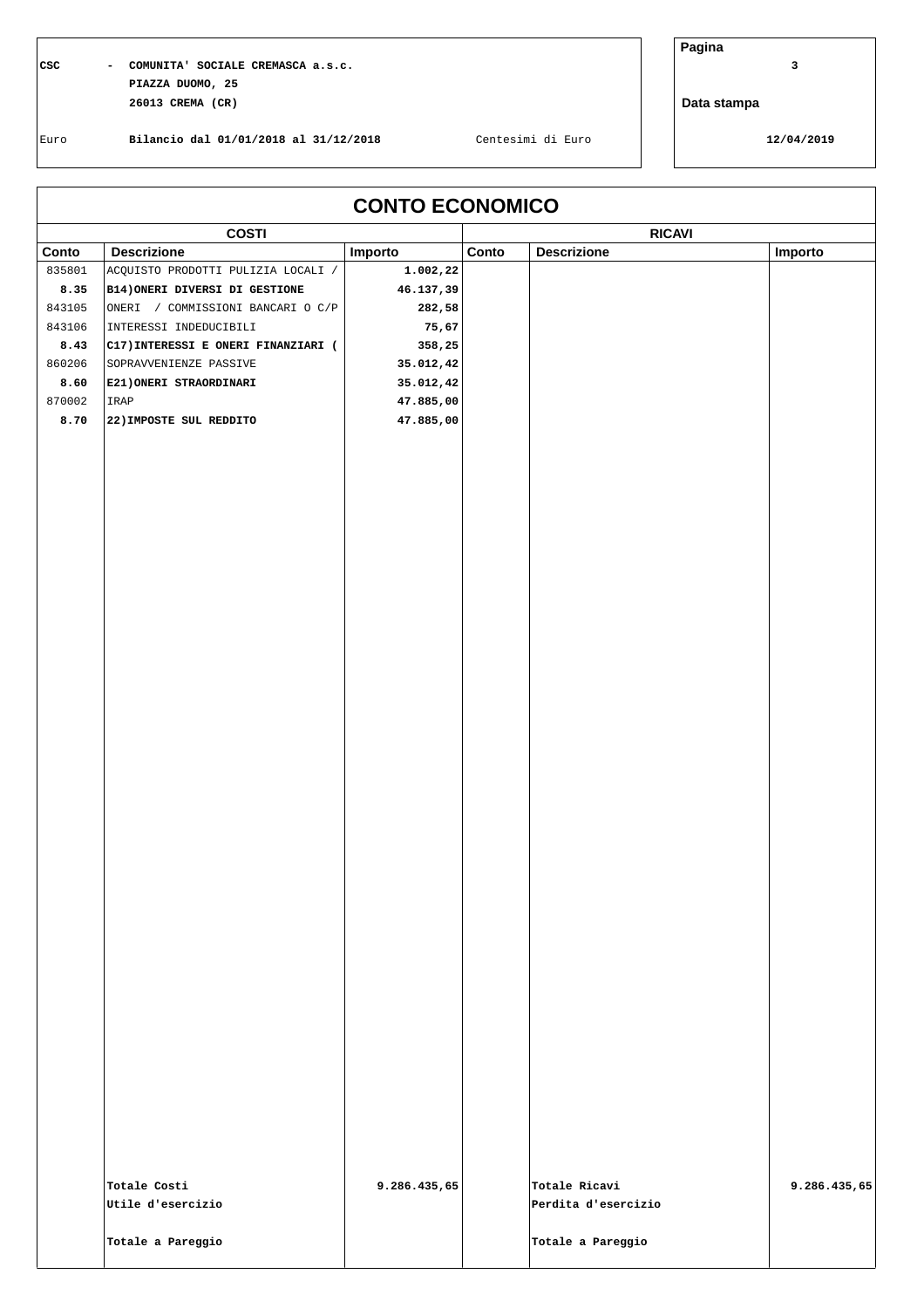CSC - COMUNITA' SOCIALE CREMASCA a.s.c.
PIAZZA DUOMO, 25
26013 CREMA (CR)

Euro | Bilancio dal 01/01/2018 al 31/12/2018 | Centesimi di Euro

Data stampa: 12/04/2019

# CONTO ECONOMICO

| COSTI | | | RICAVI | | |
|---|---|---|---|---|---|
| **Conto** | **Descrizione** | **Importo** | **Conto** | **Descrizione** | **Importo** |
| 835801 | ACQUISTO PRODOTTI PULIZIA LOCALI / | 1.002,22 | | | |
| **8.35** | **B14)ONERI DIVERSI DI GESTIONE** | **46.137,39** | | | |
| 843105 | ONERI / COMMISSIONI BANCARI O C/P | 282,58 | | | |
| 843106 | INTERESSI INDEDUCIBILI | 75,67 | | | |
| **8.43** | **C17)INTERESSI E ONERI FINANZIARI (** | **358,25** | | | |
| 860206 | SOPRAVVENIENZE PASSIVE | 35.012,42 | | | |
| **8.60** | **E21)ONERI STRAORDINARI** | **35.012,42** | | | |
| 870002 | IRAP | 47.885,00 | | | |
| **8.70** | **22)IMPOSTE SUL REDDITO** | **47.885,00** | | | |
| | Totale Costi | 9.286.435,65 | | Totale Ricavi | 9.286.435,65 |
| | Utile d'esercizio | | | Perdita d'esercizio | |
| | Totale a Pareggio | | | Totale a Pareggio | |